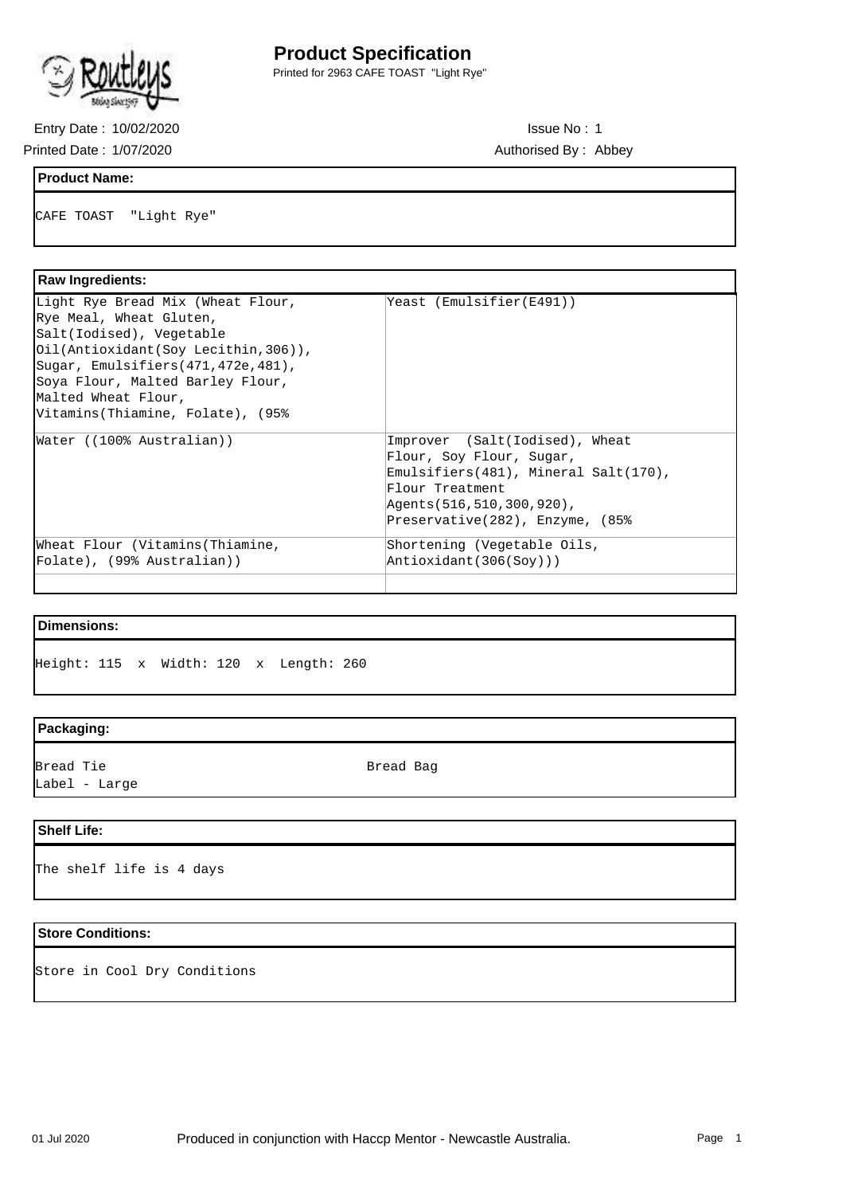# Product Specification

Printed for 2963 CAFE TOAST "Light Rye"

Entry Date : 10/02/2020

Printed Date : 1/07/2020

Issue No : 1

Authorised By : Abbey

## Product Name:

CAFE TOAST "Light Rye"

## Raw Ingredients:

| | |
|---|---|
| Light Rye Bread Mix (Wheat Flour, Rye Meal, Wheat Gluten, Salt(Iodised), Vegetable Oil(Antioxidant(Soy Lecithin,306)), Sugar, Emulsifiers(471,472e,481), Soya Flour, Malted Barley Flour, Malted Wheat Flour, Vitamins(Thiamine, Folate), (95% | Yeast (Emulsifier(E491)) |
| Water ((100% Australian)) | Improver (Salt(Iodised), Wheat Flour, Soy Flour, Sugar, Emulsifiers(481), Mineral Salt(170), Flour Treatment Agents(516,510,300,920), Preservative(282), Enzyme, (85% |
| Wheat Flour (Vitamins(Thiamine, Folate), (99% Australian)) | Shortening (Vegetable Oils, Antioxidant(306(Soy))) |

## Dimensions:

Height: 115 x Width: 120 x Length: 260

## Packaging:

Bread Tie

Bread Bag

Label - Large

## Shelf Life:

The shelf life is 4 days

## Store Conditions:

Store in Cool Dry Conditions

Produced in conjunction with Haccp Mentor - Newcastle Australia.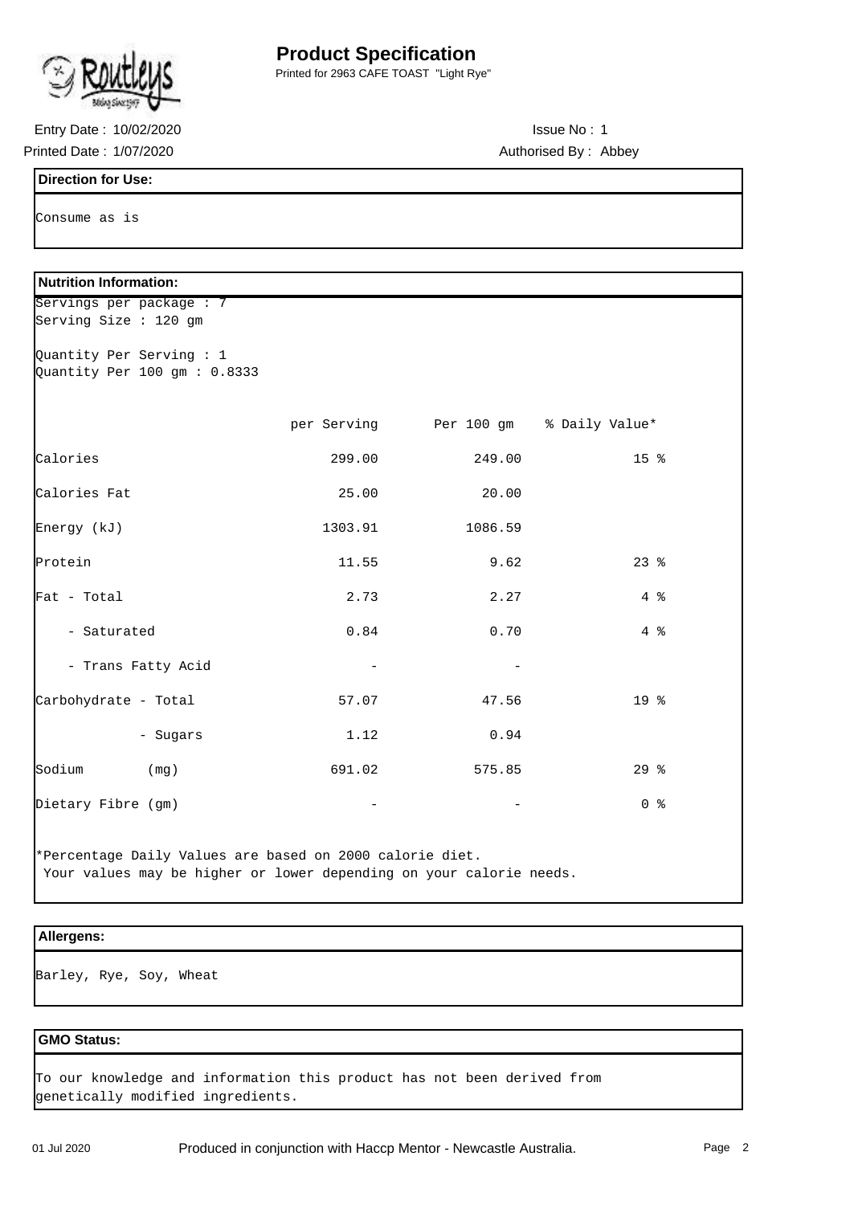# Product Specification

Printed for 2963 CAFE TOAST "Light Rye"

Entry Date : 10/02/2020

Printed Date : 1/07/2020

Issue No : 1

Authorised By : Abbey

## Direction for Use:

Consume as is

## Nutrition Information:

Servings per package : 7
Serving Size : 120 gm

Quantity Per Serving : 1
Quantity Per 100 gm : 0.8333

| | per Serving | Per 100 gm | % Daily Value* |
|---|---|---|---|
| Calories | 299.00 | 249.00 | 15 % |
| Calories Fat | 25.00 | 20.00 | |
| Energy (kJ) | 1303.91 | 1086.59 | |
| Protein | 11.55 | 9.62 | 23 % |
| Fat - Total | 2.73 | 2.27 | 4 % |
| - Saturated | 0.84 | 0.70 | 4 % |
| - Trans Fatty Acid | - | - | |
| Carbohydrate - Total | 57.07 | 47.56 | 19 % |
| - Sugars | 1.12 | 0.94 | |
| Sodium (mg) | 691.02 | 575.85 | 29 % |
| Dietary Fibre (gm) | - | - | 0 % |

*Percentage Daily Values are based on 2000 calorie diet.
Your values may be higher or lower depending on your calorie needs.

## Allergens:

Barley, Rye, Soy, Wheat

## GMO Status:

To our knowledge and information this product has not been derived from genetically modified ingredients.

Produced in conjunction with Haccp Mentor - Newcastle Australia.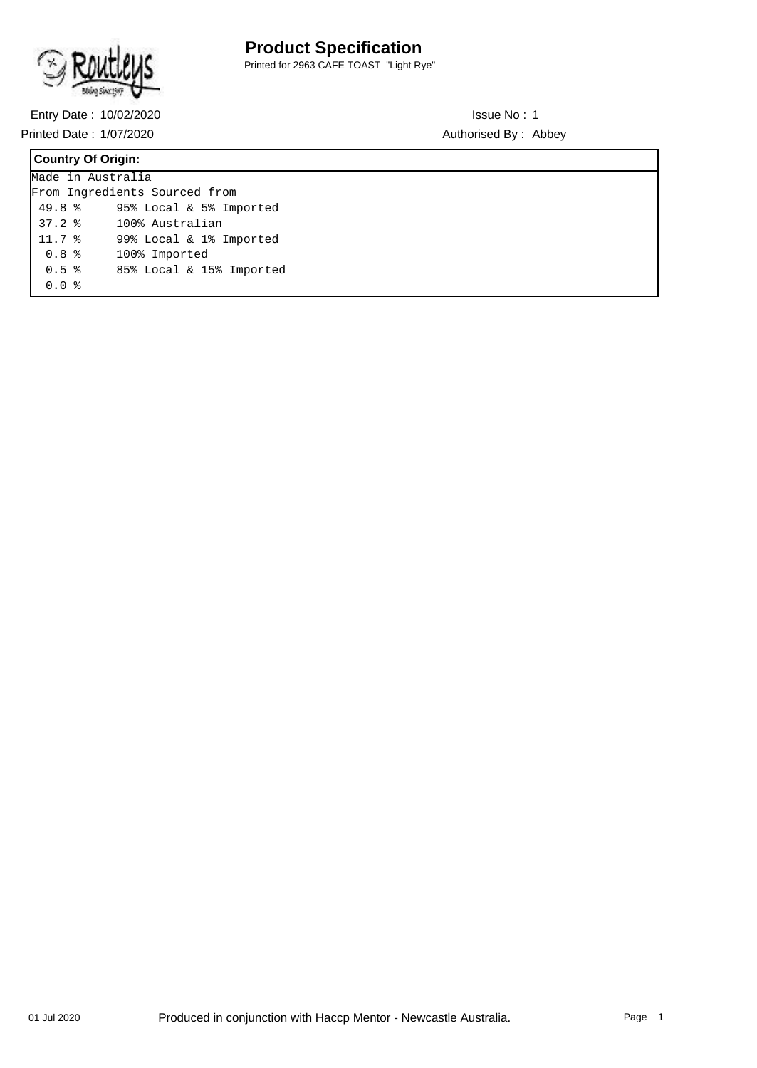# Product Specification

Printed for 2963 CAFE TOAST "Light Rye"

Entry Date : 10/02/2020

Printed Date : 1/07/2020

Issue No : 1

Authorised By : Abbey

**Country Of Origin:**

Made in Australia

From Ingredients Sourced from

| | |
|---|---|
| 49.8 % | 95% Local & 5% Imported |
| 37.2 % | 100% Australian |
| 11.7 % | 99% Local & 1% Imported |
| 0.8 % | 100% Imported |
| 0.5 % | 85% Local & 15% Imported |
| 0.0 % | |

Produced in conjunction with Haccp Mentor - Newcastle Australia.